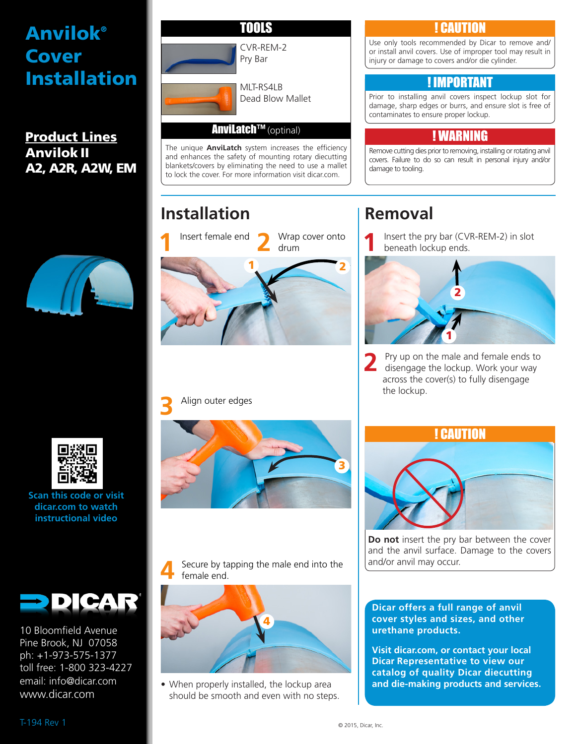# Anvilok® Cover Installation

## Product Lines

**Anvilok II**
**A2, A2R, A2W, EM**

Scan this code or visit dicar.com to watch instructional video

**DICAR**

10 Bloomfield Avenue
Pine Brook, NJ 07058
ph: +1-973-575-1377
toll free: 1-800 323-4227
email: info@dicar.com
www.dicar.com

## TOOLS

CVR-REM-2
Pry Bar

MLT-RS4LB
Dead Blow Mallet

### AnviLatch™ (optional)

The unique **AnviLatch** system increases the efficiency and enhances the safety of mounting rotary diecutting blankets/covers by eliminating the need to use a mallet to lock the cover. For more information visit dicar.com.

## ! CAUTION

Use only tools recommended by Dicar to remove and/or install anvil covers. Use of improper tool may result in injury or damage to covers and/or die cylinder.

## ! IMPORTANT

Prior to installing anvil covers inspect lockup slot for damage, sharp edges or burrs, and ensure slot is free of contaminates to ensure proper lockup.

## ! WARNING

Remove cutting dies prior to removing, installing or rotating anvil covers. Failure to do so can result in personal injury and/or damage to tooling.

## Installation

**1** Insert female end

**2** Wrap cover onto drum

**3** Align outer edges

**4** Secure by tapping the male end into the female end.

- When properly installed, the lockup area should be smooth and even with no steps.

## Removal

**1** Insert the pry bar (CVR-REM-2) in slot beneath lockup ends.

**2** Pry up on the male and female ends to disengage the lockup. Work your way across the cover(s) to fully disengage the lockup.

## ! CAUTION

**Do not** insert the pry bar between the cover and the anvil surface. Damage to the covers and/or anvil may occur.

**Dicar offers a full range of anvil cover styles and sizes, and other urethane products.**

**Visit dicar.com, or contact your local Dicar Representative to view our catalog of quality Dicar diecutting and die-making products and services.**

T-194 Rev 1

© 2015, Dicar, Inc.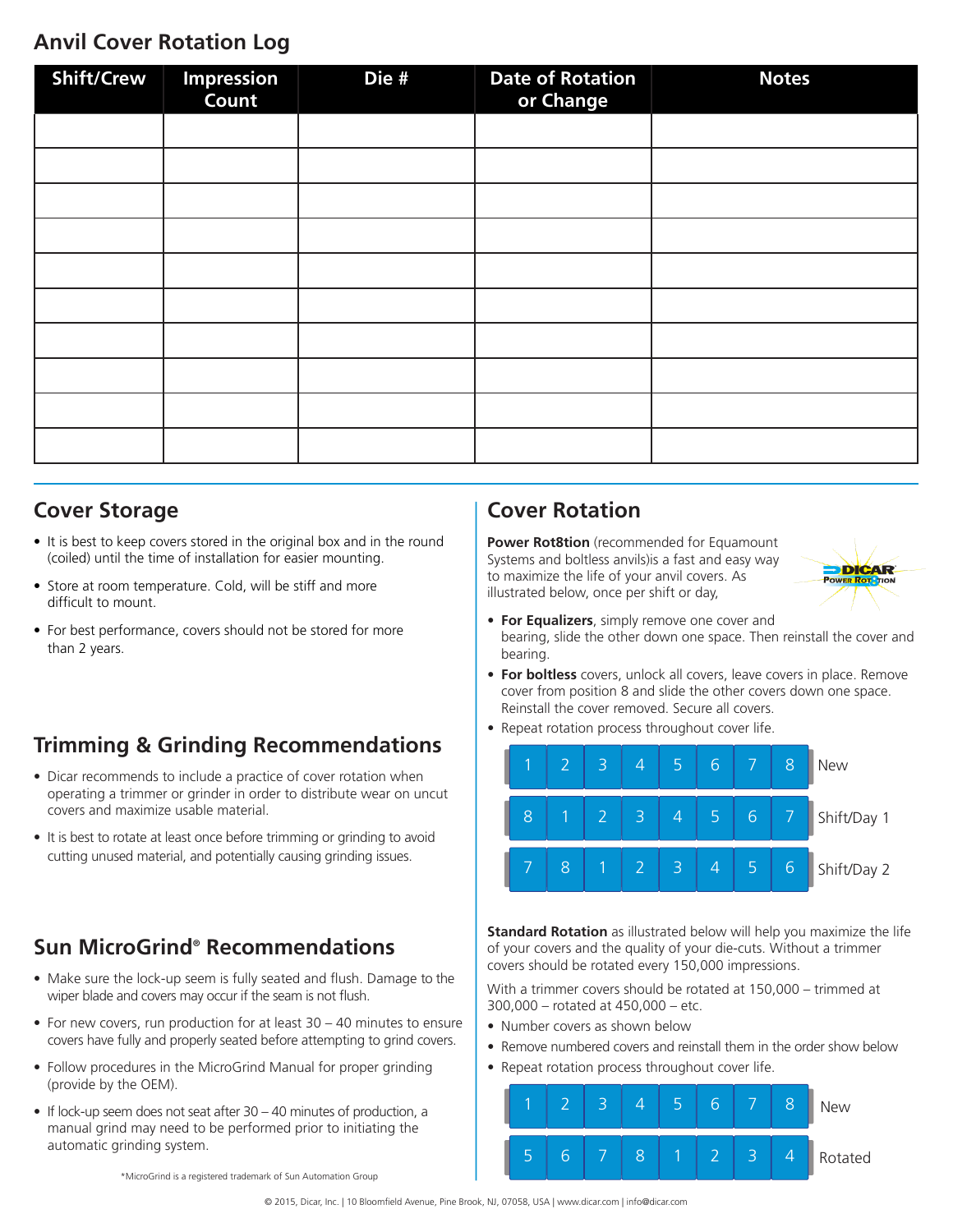## Anvil Cover Rotation Log

| Shift/Crew | Impression Count | Die # | Date of Rotation or Change | Notes |
|---|---|---|---|---|
| | | | | |
| | | | | |
| | | | | |
| | | | | |
| | | | | |
| | | | | |
| | | | | |
| | | | | |
| | | | | |
| | | | | |

## Cover Storage

- It is best to keep covers stored in the original box and in the round (coiled) until the time of installation for easier mounting.
- Store at room temperature. Cold, will be stiff and more difficult to mount.
- For best performance, covers should not be stored for more than 2 years.

## Trimming & Grinding Recommendations

- Dicar recommends to include a practice of cover rotation when operating a trimmer or grinder in order to distribute wear on uncut covers and maximize usable material.
- It is best to rotate at least once before trimming or grinding to avoid cutting unused material, and potentially causing grinding issues.

## Sun MicroGrind® Recommendations

- Make sure the lock-up seem is fully seated and flush. Damage to the wiper blade and covers may occur if the seam is not flush.
- For new covers, run production for at least 30 – 40 minutes to ensure covers have fully and properly seated before attempting to grind covers.
- Follow procedures in the MicroGrind Manual for proper grinding (provide by the OEM).
- If lock-up seem does not seat after 30 – 40 minutes of production, a manual grind may need to be performed prior to initiating the automatic grinding system.

*MicroGrind is a registered trademark of Sun Automation Group

## Cover Rotation

**Power Rot8tion** (recommended for Equamount Systems and boltless anvils)is a fast and easy way to maximize the life of your anvil covers. As illustrated below, once per shift or day,

DICAR POWER ROT8TION

- **For Equalizers**, simply remove one cover and bearing, slide the other down one space. Then reinstall the cover and bearing.
- **For boltless** covers, unlock all covers, leave covers in place. Remove cover from position 8 and slide the other covers down one space. Reinstall the cover removed. Secure all covers.
- Repeat rotation process throughout cover life.

| | | | | | | | | |
|---|---|---|---|---|---|---|---|---|
| 1 | 2 | 3 | 4 | 5 | 6 | 7 | 8 | New |
| 8 | 1 | 2 | 3 | 4 | 5 | 6 | 7 | Shift/Day 1 |
| 7 | 8 | 1 | 2 | 3 | 4 | 5 | 6 | Shift/Day 2 |

**Standard Rotation** as illustrated below will help you maximize the life of your covers and the quality of your die-cuts. Without a trimmer covers should be rotated every 150,000 impressions.

With a trimmer covers should be rotated at 150,000 – trimmed at 300,000 – rotated at 450,000 – etc.

- Number covers as shown below
- Remove numbered covers and reinstall them in the order show below
- Repeat rotation process throughout cover life.

| | | | | | | | | |
|---|---|---|---|---|---|---|---|---|
| 1 | 2 | 3 | 4 | 5 | 6 | 7 | 8 | New |
| 5 | 6 | 7 | 8 | 1 | 2 | 3 | 4 | Rotated |

© 2015, Dicar, Inc. | 10 Bloomfield Avenue, Pine Brook, NJ, 07058, USA | www.dicar.com | info@dicar.com